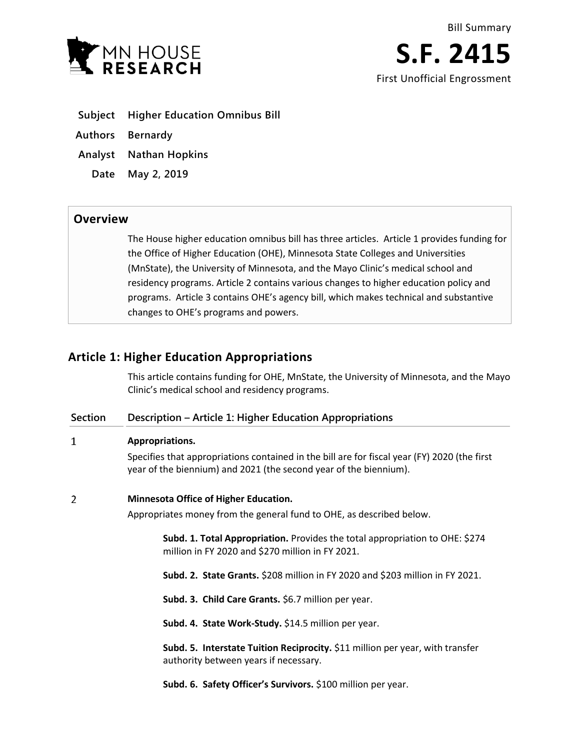Bill Summary

# S.F. 2415

First Unofficial Engrossment

| | |
|---|---|
| **Subject** | **Higher Education Omnibus Bill** |
| **Authors** | **Bernardy** |
| **Analyst** | **Nathan Hopkins** |
| **Date** | **May 2, 2019** |

## Overview

The House higher education omnibus bill has three articles. Article 1 provides funding for the Office of Higher Education (OHE), Minnesota State Colleges and Universities (MnState), the University of Minnesota, and the Mayo Clinic's medical school and residency programs. Article 2 contains various changes to higher education policy and programs. Article 3 contains OHE's agency bill, which makes technical and substantive changes to OHE's programs and powers.

## Article 1: Higher Education Appropriations

This article contains funding for OHE, MnState, the University of Minnesota, and the Mayo Clinic's medical school and residency programs.

| Section | Description – Article 1: Higher Education Appropriations |
|---|---|
| 1 | **Appropriations.** Specifies that appropriations contained in the bill are for fiscal year (FY) 2020 (the first year of the biennium) and 2021 (the second year of the biennium). |
| 2 | **Minnesota Office of Higher Education.** Appropriates money from the general fund to OHE, as described below. |

**Subd. 1. Total Appropriation.** Provides the total appropriation to OHE: $274 million in FY 2020 and $270 million in FY 2021.

**Subd. 2. State Grants.** $208 million in FY 2020 and $203 million in FY 2021.

**Subd. 3. Child Care Grants.** $6.7 million per year.

**Subd. 4. State Work-Study.** $14.5 million per year.

**Subd. 5. Interstate Tuition Reciprocity.** $11 million per year, with transfer authority between years if necessary.

**Subd. 6. Safety Officer's Survivors.** $100 million per year.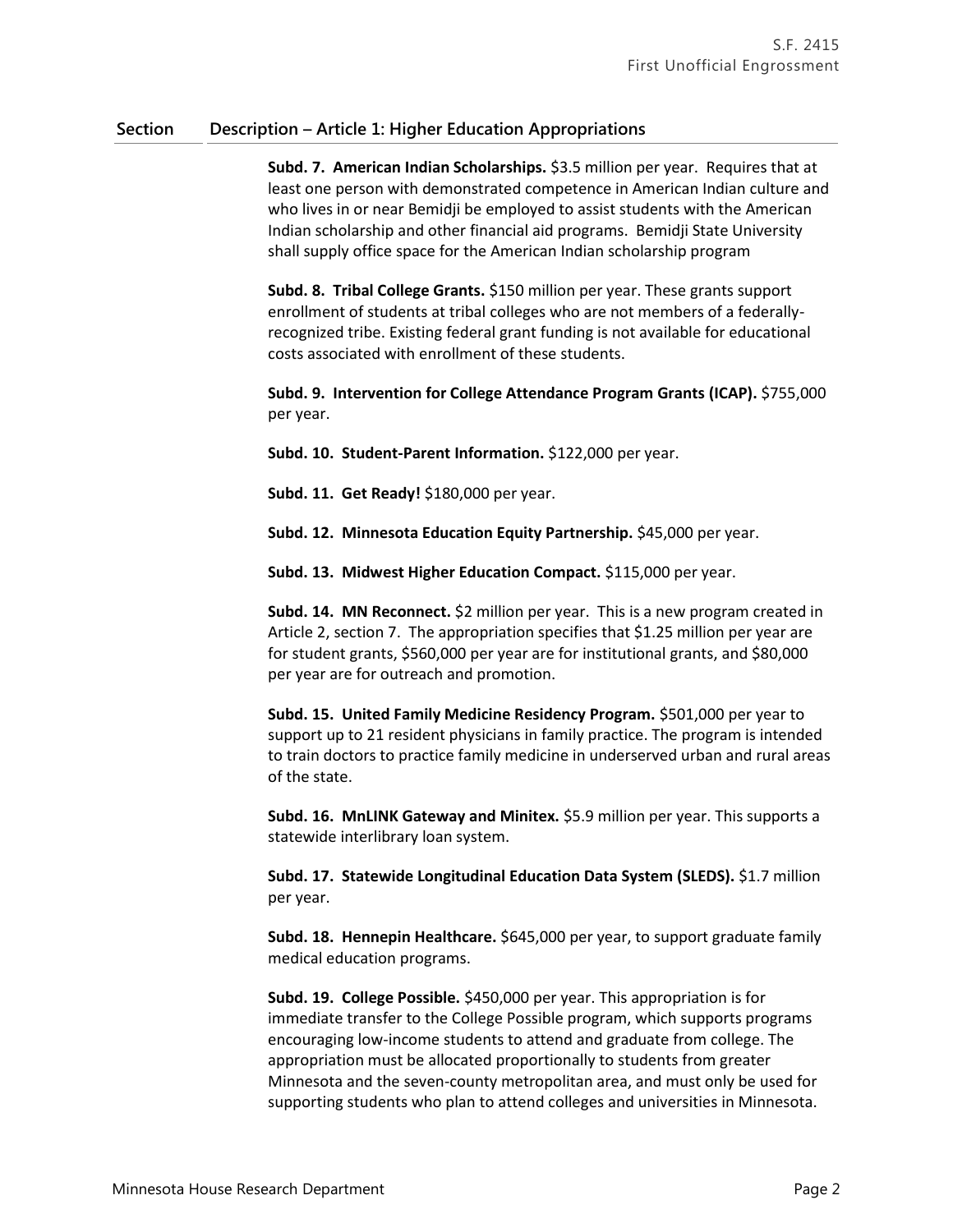| Section | Description – Article 1: Higher Education Appropriations |
|---|---|
| | **Subd. 7. American Indian Scholarships.** $3.5 million per year. Requires that at least one person with demonstrated competence in American Indian culture and who lives in or near Bemidji be employed to assist students with the American Indian scholarship and other financial aid programs. Bemidji State University shall supply office space for the American Indian scholarship program |
| | **Subd. 8. Tribal College Grants.** $150 million per year. These grants support enrollment of students at tribal colleges who are not members of a federally-recognized tribe. Existing federal grant funding is not available for educational costs associated with enrollment of these students. |
| | **Subd. 9. Intervention for College Attendance Program Grants (ICAP).** $755,000 per year. |
| | **Subd. 10. Student-Parent Information.** $122,000 per year. |
| | **Subd. 11. Get Ready!** $180,000 per year. |
| | **Subd. 12. Minnesota Education Equity Partnership.** $45,000 per year. |
| | **Subd. 13. Midwest Higher Education Compact.** $115,000 per year. |
| | **Subd. 14. MN Reconnect.** $2 million per year. This is a new program created in Article 2, section 7. The appropriation specifies that $1.25 million per year are for student grants, $560,000 per year are for institutional grants, and $80,000 per year are for outreach and promotion. |
| | **Subd. 15. United Family Medicine Residency Program.** $501,000 per year to support up to 21 resident physicians in family practice. The program is intended to train doctors to practice family medicine in underserved urban and rural areas of the state. |
| | **Subd. 16. MnLINK Gateway and Minitex.** $5.9 million per year. This supports a statewide interlibrary loan system. |
| | **Subd. 17. Statewide Longitudinal Education Data System (SLEDS).** $1.7 million per year. |
| | **Subd. 18. Hennepin Healthcare.** $645,000 per year, to support graduate family medical education programs. |
| | **Subd. 19. College Possible.** $450,000 per year. This appropriation is for immediate transfer to the College Possible program, which supports programs encouraging low-income students to attend and graduate from college. The appropriation must be allocated proportionally to students from greater Minnesota and the seven-county metropolitan area, and must only be used for supporting students who plan to attend colleges and universities in Minnesota. |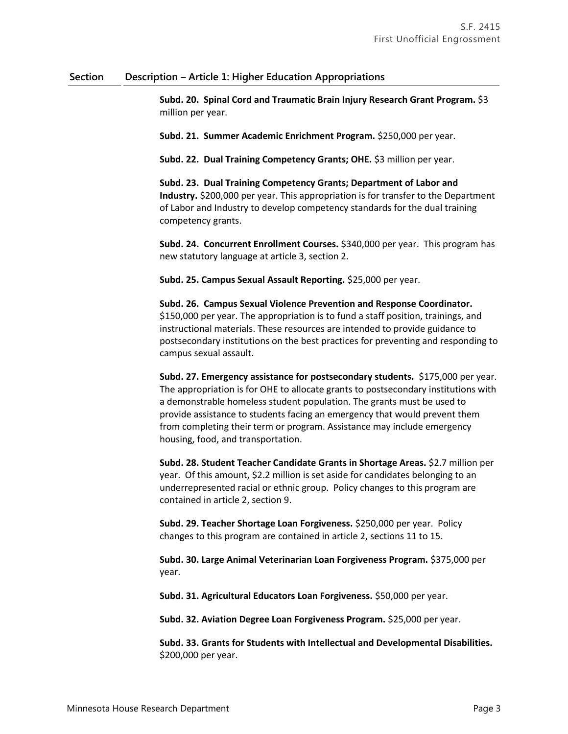| Section | Description – Article 1: Higher Education Appropriations |
|---|---|
| | **Subd. 20. Spinal Cord and Traumatic Brain Injury Research Grant Program.** $3 million per year. |
| | **Subd. 21. Summer Academic Enrichment Program.** $250,000 per year. |
| | **Subd. 22. Dual Training Competency Grants; OHE.** $3 million per year. |
| | **Subd. 23. Dual Training Competency Grants; Department of Labor and Industry.** $200,000 per year. This appropriation is for transfer to the Department of Labor and Industry to develop competency standards for the dual training competency grants. |
| | **Subd. 24. Concurrent Enrollment Courses.** $340,000 per year. This program has new statutory language at article 3, section 2. |
| | **Subd. 25. Campus Sexual Assault Reporting.** $25,000 per year. |
| | **Subd. 26. Campus Sexual Violence Prevention and Response Coordinator.** $150,000 per year. The appropriation is to fund a staff position, trainings, and instructional materials. These resources are intended to provide guidance to postsecondary institutions on the best practices for preventing and responding to campus sexual assault. |
| | **Subd. 27. Emergency assistance for postsecondary students.** $175,000 per year. The appropriation is for OHE to allocate grants to postsecondary institutions with a demonstrable homeless student population. The grants must be used to provide assistance to students facing an emergency that would prevent them from completing their term or program. Assistance may include emergency housing, food, and transportation. |
| | **Subd. 28. Student Teacher Candidate Grants in Shortage Areas.** $2.7 million per year. Of this amount, $2.2 million is set aside for candidates belonging to an underrepresented racial or ethnic group. Policy changes to this program are contained in article 2, section 9. |
| | **Subd. 29. Teacher Shortage Loan Forgiveness.** $250,000 per year. Policy changes to this program are contained in article 2, sections 11 to 15. |
| | **Subd. 30. Large Animal Veterinarian Loan Forgiveness Program.** $375,000 per year. |
| | **Subd. 31. Agricultural Educators Loan Forgiveness.** $50,000 per year. |
| | **Subd. 32. Aviation Degree Loan Forgiveness Program.** $25,000 per year. |
| | **Subd. 33. Grants for Students with Intellectual and Developmental Disabilities.** $200,000 per year. |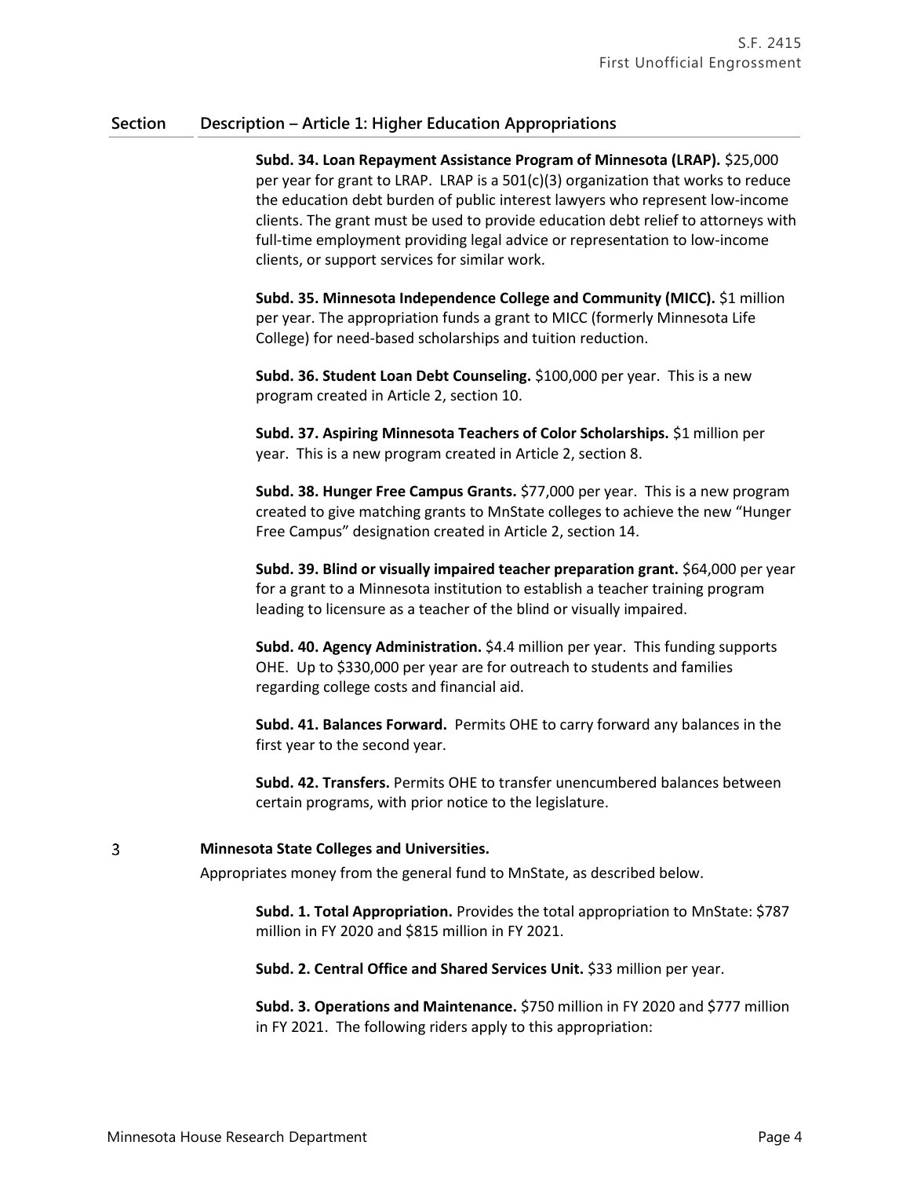| Section | Description – Article 1: Higher Education Appropriations |
|---|---|

**Subd. 34. Loan Repayment Assistance Program of Minnesota (LRAP).** $25,000 per year for grant to LRAP. LRAP is a 501(c)(3) organization that works to reduce the education debt burden of public interest lawyers who represent low-income clients. The grant must be used to provide education debt relief to attorneys with full-time employment providing legal advice or representation to low-income clients, or support services for similar work.

**Subd. 35. Minnesota Independence College and Community (MICC).** $1 million per year. The appropriation funds a grant to MICC (formerly Minnesota Life College) for need-based scholarships and tuition reduction.

**Subd. 36. Student Loan Debt Counseling.** $100,000 per year. This is a new program created in Article 2, section 10.

**Subd. 37. Aspiring Minnesota Teachers of Color Scholarships.** $1 million per year. This is a new program created in Article 2, section 8.

**Subd. 38. Hunger Free Campus Grants.** $77,000 per year. This is a new program created to give matching grants to MnState colleges to achieve the new "Hunger Free Campus" designation created in Article 2, section 14.

**Subd. 39. Blind or visually impaired teacher preparation grant.** $64,000 per year for a grant to a Minnesota institution to establish a teacher training program leading to licensure as a teacher of the blind or visually impaired.

**Subd. 40. Agency Administration.** $4.4 million per year. This funding supports OHE. Up to $330,000 per year are for outreach to students and families regarding college costs and financial aid.

**Subd. 41. Balances Forward.** Permits OHE to carry forward any balances in the first year to the second year.

**Subd. 42. Transfers.** Permits OHE to transfer unencumbered balances between certain programs, with prior notice to the legislature.

3 **Minnesota State Colleges and Universities.**

Appropriates money from the general fund to MnState, as described below.

**Subd. 1. Total Appropriation.** Provides the total appropriation to MnState: $787 million in FY 2020 and $815 million in FY 2021.

**Subd. 2. Central Office and Shared Services Unit.** $33 million per year.

**Subd. 3. Operations and Maintenance.** $750 million in FY 2020 and $777 million in FY 2021. The following riders apply to this appropriation: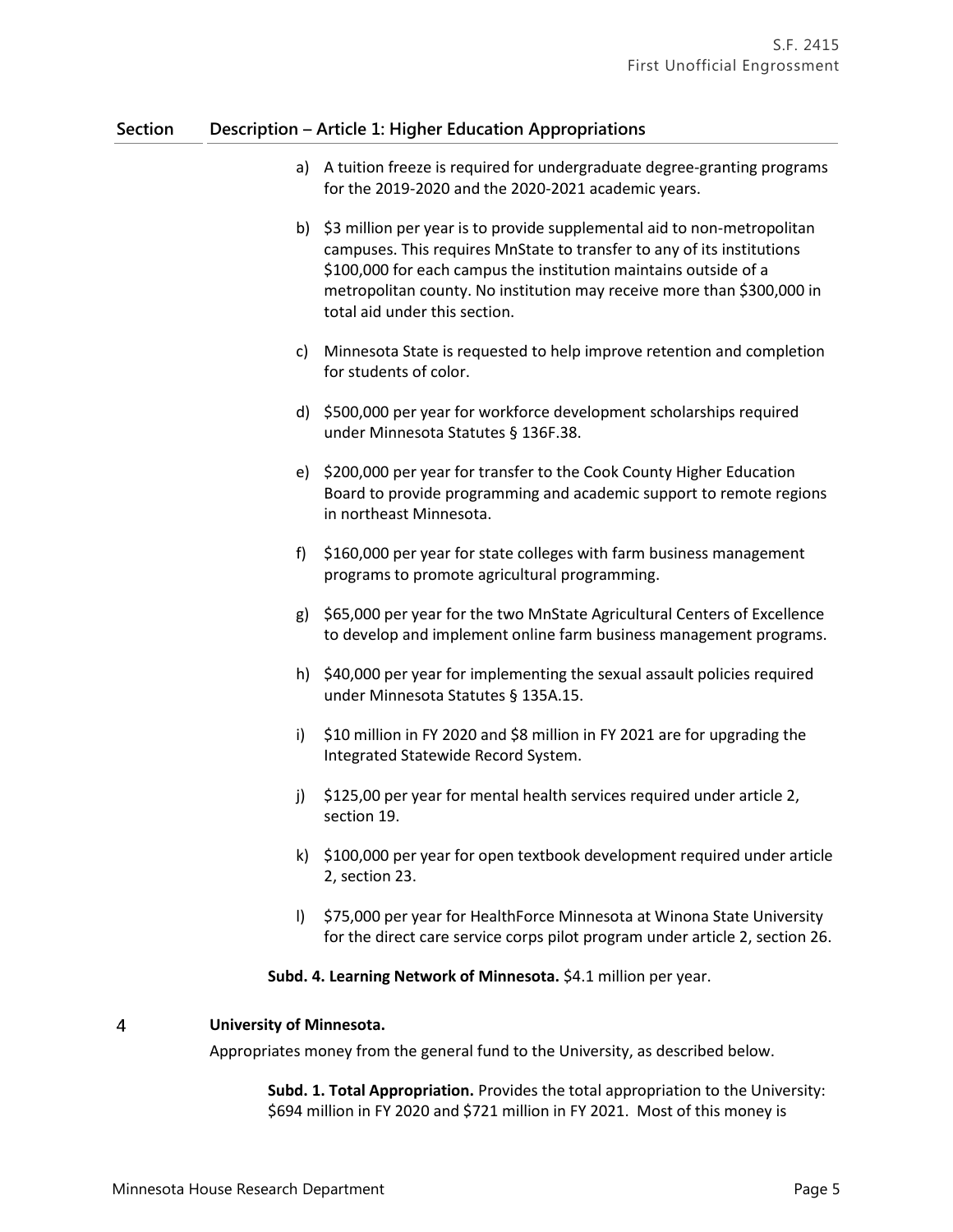| Section | Description – Article 1: Higher Education Appropriations |
|---|---|

a) A tuition freeze is required for undergraduate degree-granting programs for the 2019-2020 and the 2020-2021 academic years.

b) $3 million per year is to provide supplemental aid to non-metropolitan campuses. This requires MnState to transfer to any of its institutions $100,000 for each campus the institution maintains outside of a metropolitan county. No institution may receive more than $300,000 in total aid under this section.

c) Minnesota State is requested to help improve retention and completion for students of color.

d) $500,000 per year for workforce development scholarships required under Minnesota Statutes § 136F.38.

e) $200,000 per year for transfer to the Cook County Higher Education Board to provide programming and academic support to remote regions in northeast Minnesota.

f) $160,000 per year for state colleges with farm business management programs to promote agricultural programming.

g) $65,000 per year for the two MnState Agricultural Centers of Excellence to develop and implement online farm business management programs.

h) $40,000 per year for implementing the sexual assault policies required under Minnesota Statutes § 135A.15.

i) $10 million in FY 2020 and $8 million in FY 2021 are for upgrading the Integrated Statewide Record System.

j) $125,00 per year for mental health services required under article 2, section 19.

k) $100,000 per year for open textbook development required under article 2, section 23.

l) $75,000 per year for HealthForce Minnesota at Winona State University for the direct care service corps pilot program under article 2, section 26.

**Subd. 4. Learning Network of Minnesota.** $4.1 million per year.

4 **University of Minnesota.**

Appropriates money from the general fund to the University, as described below.

**Subd. 1. Total Appropriation.** Provides the total appropriation to the University: $694 million in FY 2020 and $721 million in FY 2021. Most of this money is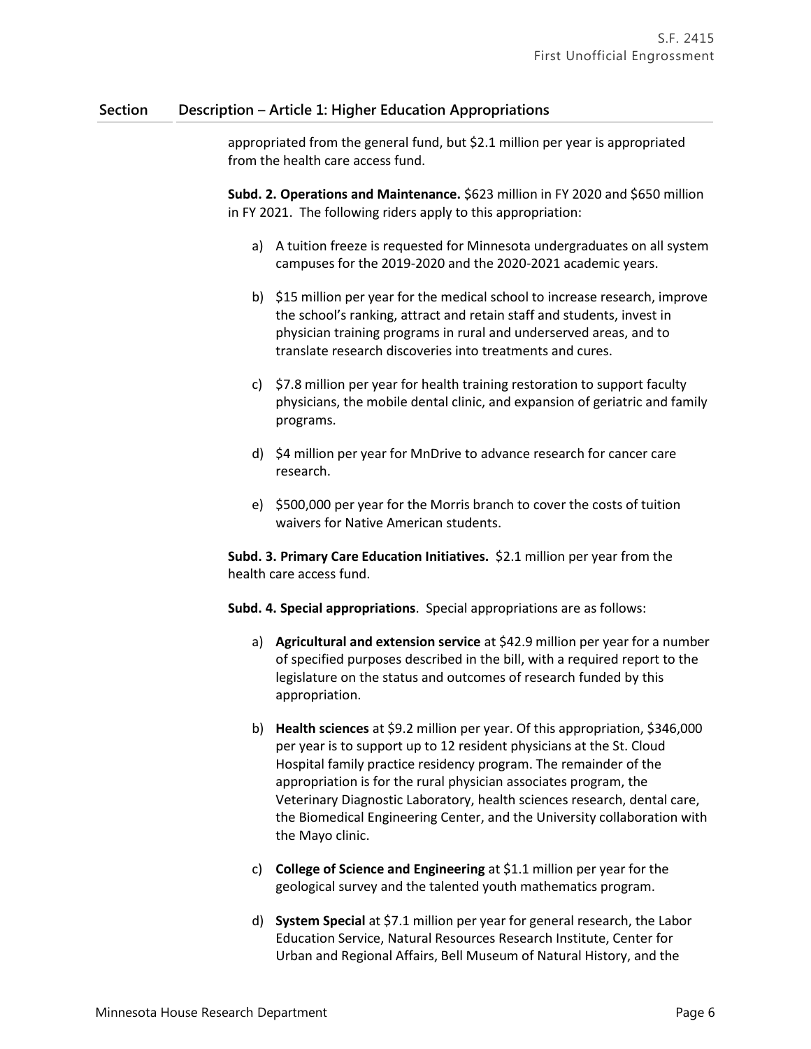| Section | Description – Article 1: Higher Education Appropriations |
|---|---|

appropriated from the general fund, but \$2.1 million per year is appropriated from the health care access fund.

**Subd. 2. Operations and Maintenance.** \$623 million in FY 2020 and \$650 million in FY 2021. The following riders apply to this appropriation:

a) A tuition freeze is requested for Minnesota undergraduates on all system campuses for the 2019-2020 and the 2020-2021 academic years.

b) \$15 million per year for the medical school to increase research, improve the school's ranking, attract and retain staff and students, invest in physician training programs in rural and underserved areas, and to translate research discoveries into treatments and cures.

c) \$7.8 million per year for health training restoration to support faculty physicians, the mobile dental clinic, and expansion of geriatric and family programs.

d) \$4 million per year for MnDrive to advance research for cancer care research.

e) \$500,000 per year for the Morris branch to cover the costs of tuition waivers for Native American students.

**Subd. 3. Primary Care Education Initiatives.** \$2.1 million per year from the health care access fund.

**Subd. 4. Special appropriations**. Special appropriations are as follows:

a) **Agricultural and extension service** at \$42.9 million per year for a number of specified purposes described in the bill, with a required report to the legislature on the status and outcomes of research funded by this appropriation.

b) **Health sciences** at \$9.2 million per year. Of this appropriation, \$346,000 per year is to support up to 12 resident physicians at the St. Cloud Hospital family practice residency program. The remainder of the appropriation is for the rural physician associates program, the Veterinary Diagnostic Laboratory, health sciences research, dental care, the Biomedical Engineering Center, and the University collaboration with the Mayo clinic.

c) **College of Science and Engineering** at \$1.1 million per year for the geological survey and the talented youth mathematics program.

d) **System Special** at \$7.1 million per year for general research, the Labor Education Service, Natural Resources Research Institute, Center for Urban and Regional Affairs, Bell Museum of Natural History, and the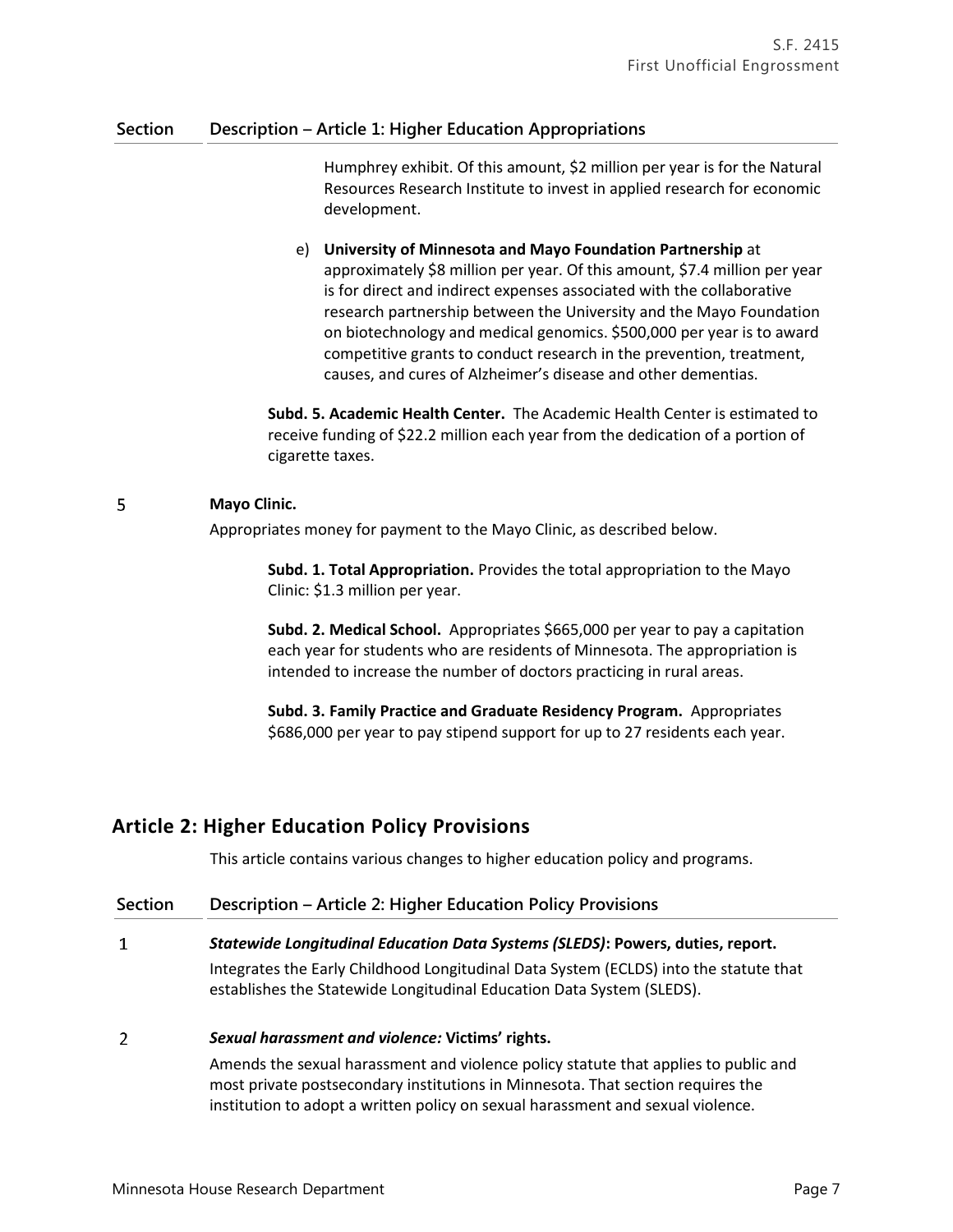| Section | Description – Article 1: Higher Education Appropriations |
|---|---|
| | Humphrey exhibit. Of this amount, $2 million per year is for the Natural Resources Research Institute to invest in applied research for economic development. |
| | e) **University of Minnesota and Mayo Foundation Partnership** at approximately $8 million per year. Of this amount, $7.4 million per year is for direct and indirect expenses associated with the collaborative research partnership between the University and the Mayo Foundation on biotechnology and medical genomics. $500,000 per year is to award competitive grants to conduct research in the prevention, treatment, causes, and cures of Alzheimer's disease and other dementias. |
| | **Subd. 5. Academic Health Center.** The Academic Health Center is estimated to receive funding of $22.2 million each year from the dedication of a portion of cigarette taxes. |
| 5 | **Mayo Clinic.**<br>Appropriates money for payment to the Mayo Clinic, as described below.<br><br>**Subd. 1. Total Appropriation.** Provides the total appropriation to the Mayo Clinic: $1.3 million per year.<br><br>**Subd. 2. Medical School.** Appropriates $665,000 per year to pay a capitation each year for students who are residents of Minnesota. The appropriation is intended to increase the number of doctors practicing in rural areas.<br><br>**Subd. 3. Family Practice and Graduate Residency Program.** Appropriates $686,000 per year to pay stipend support for up to 27 residents each year. |

## Article 2: Higher Education Policy Provisions

This article contains various changes to higher education policy and programs.

| Section | Description – Article 2: Higher Education Policy Provisions |
|---|---|
| 1 | ***Statewide Longitudinal Education Data Systems (SLEDS)*: Powers, duties, report.**<br>Integrates the Early Childhood Longitudinal Data System (ECLDS) into the statute that establishes the Statewide Longitudinal Education Data System (SLEDS). |
| 2 | ***Sexual harassment and violence:* Victims' rights.**<br>Amends the sexual harassment and violence policy statute that applies to public and most private postsecondary institutions in Minnesota. That section requires the institution to adopt a written policy on sexual harassment and sexual violence. |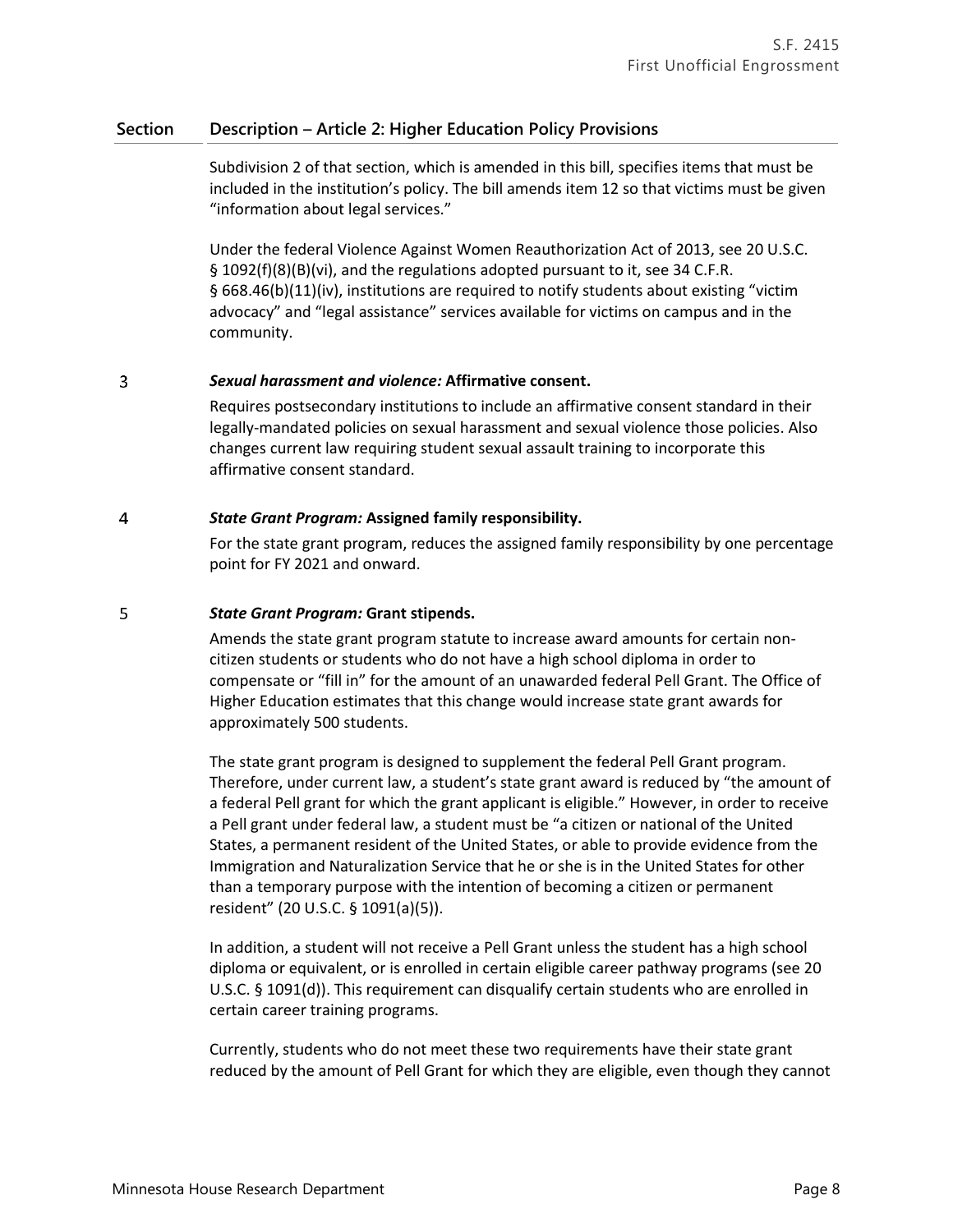| Section | Description – Article 2: Higher Education Policy Provisions |
|---|---|
| | Subdivision 2 of that section, which is amended in this bill, specifies items that must be included in the institution's policy. The bill amends item 12 so that victims must be given "information about legal services."<br><br>Under the federal Violence Against Women Reauthorization Act of 2013, see 20 U.S.C. § 1092(f)(8)(B)(vi), and the regulations adopted pursuant to it, see 34 C.F.R. § 668.46(b)(11)(iv), institutions are required to notify students about existing "victim advocacy" and "legal assistance" services available for victims on campus and in the community. |
| 3 | ***Sexual harassment and violence:* Affirmative consent.**<br><br>Requires postsecondary institutions to include an affirmative consent standard in their legally-mandated policies on sexual harassment and sexual violence those policies. Also changes current law requiring student sexual assault training to incorporate this affirmative consent standard. |
| 4 | ***State Grant Program:* Assigned family responsibility.**<br><br>For the state grant program, reduces the assigned family responsibility by one percentage point for FY 2021 and onward. |
| 5 | ***State Grant Program:* Grant stipends.**<br><br>Amends the state grant program statute to increase award amounts for certain non-citizen students or students who do not have a high school diploma in order to compensate or "fill in" for the amount of an unawarded federal Pell Grant. The Office of Higher Education estimates that this change would increase state grant awards for approximately 500 students.<br><br>The state grant program is designed to supplement the federal Pell Grant program. Therefore, under current law, a student's state grant award is reduced by "the amount of a federal Pell grant for which the grant applicant is eligible." However, in order to receive a Pell grant under federal law, a student must be "a citizen or national of the United States, a permanent resident of the United States, or able to provide evidence from the Immigration and Naturalization Service that he or she is in the United States for other than a temporary purpose with the intention of becoming a citizen or permanent resident" (20 U.S.C. § 1091(a)(5)).<br><br>In addition, a student will not receive a Pell Grant unless the student has a high school diploma or equivalent, or is enrolled in certain eligible career pathway programs (see 20 U.S.C. § 1091(d)). This requirement can disqualify certain students who are enrolled in certain career training programs.<br><br>Currently, students who do not meet these two requirements have their state grant reduced by the amount of Pell Grant for which they are eligible, even though they cannot |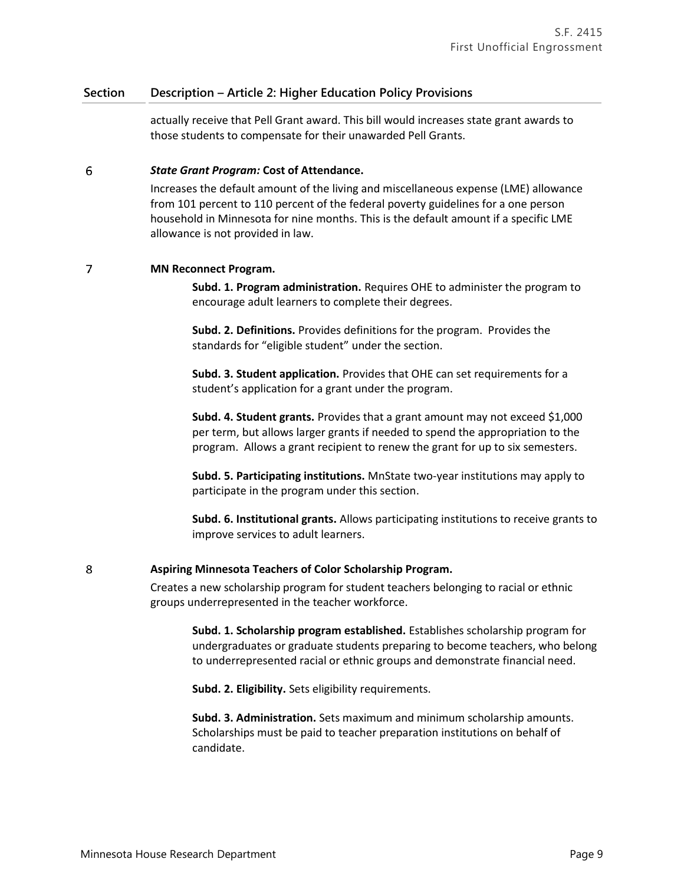| Section | Description – Article 2: Higher Education Policy Provisions |
| --- | --- |
| | actually receive that Pell Grant award. This bill would increases state grant awards to those students to compensate for their unawarded Pell Grants. |
| 6 | ***State Grant Program:* Cost of Attendance.**<br>Increases the default amount of the living and miscellaneous expense (LME) allowance from 101 percent to 110 percent of the federal poverty guidelines for a one person household in Minnesota for nine months. This is the default amount if a specific LME allowance is not provided in law. |
| 7 | **MN Reconnect Program.**<br>**Subd. 1. Program administration.** Requires OHE to administer the program to encourage adult learners to complete their degrees.<br>**Subd. 2. Definitions.** Provides definitions for the program. Provides the standards for "eligible student" under the section.<br>**Subd. 3. Student application.** Provides that OHE can set requirements for a student's application for a grant under the program.<br>**Subd. 4. Student grants.** Provides that a grant amount may not exceed $1,000 per term, but allows larger grants if needed to spend the appropriation to the program. Allows a grant recipient to renew the grant for up to six semesters.<br>**Subd. 5. Participating institutions.** MnState two-year institutions may apply to participate in the program under this section.<br>**Subd. 6. Institutional grants.** Allows participating institutions to receive grants to improve services to adult learners. |
| 8 | **Aspiring Minnesota Teachers of Color Scholarship Program.**<br>Creates a new scholarship program for student teachers belonging to racial or ethnic groups underrepresented in the teacher workforce.<br>**Subd. 1. Scholarship program established.** Establishes scholarship program for undergraduates or graduate students preparing to become teachers, who belong to underrepresented racial or ethnic groups and demonstrate financial need.<br>**Subd. 2. Eligibility.** Sets eligibility requirements.<br>**Subd. 3. Administration.** Sets maximum and minimum scholarship amounts. Scholarships must be paid to teacher preparation institutions on behalf of candidate. |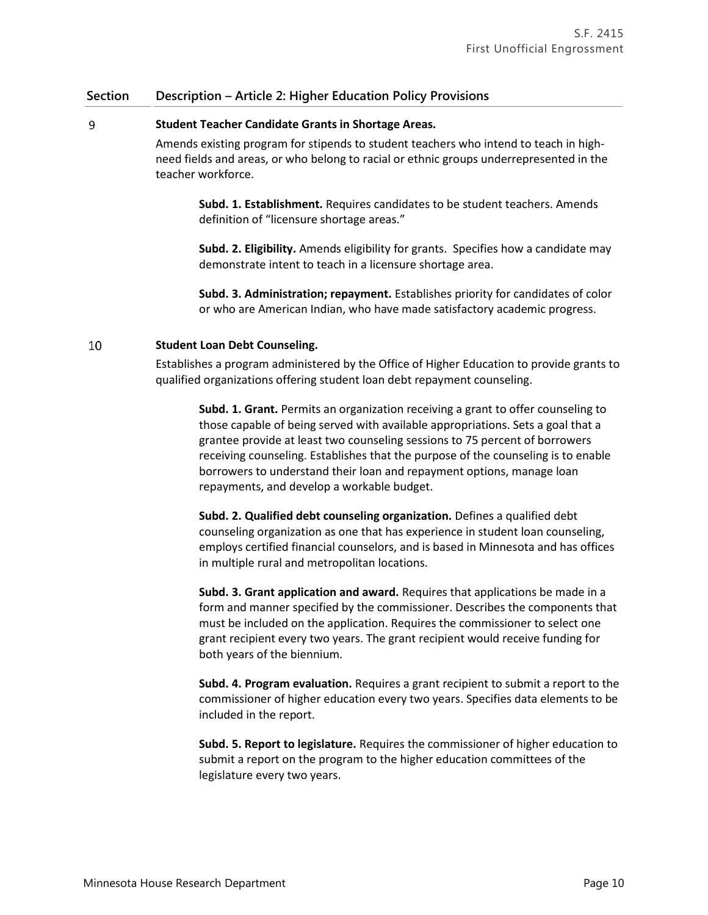| Section | Description – Article 2: Higher Education Policy Provisions |
|---|---|

**9 Student Teacher Candidate Grants in Shortage Areas.**

Amends existing program for stipends to student teachers who intend to teach in high-need fields and areas, or who belong to racial or ethnic groups underrepresented in the teacher workforce.

**Subd. 1. Establishment.** Requires candidates to be student teachers. Amends definition of "licensure shortage areas."

**Subd. 2. Eligibility.** Amends eligibility for grants. Specifies how a candidate may demonstrate intent to teach in a licensure shortage area.

**Subd. 3. Administration; repayment.** Establishes priority for candidates of color or who are American Indian, who have made satisfactory academic progress.

**10 Student Loan Debt Counseling.**

Establishes a program administered by the Office of Higher Education to provide grants to qualified organizations offering student loan debt repayment counseling.

**Subd. 1. Grant.** Permits an organization receiving a grant to offer counseling to those capable of being served with available appropriations. Sets a goal that a grantee provide at least two counseling sessions to 75 percent of borrowers receiving counseling. Establishes that the purpose of the counseling is to enable borrowers to understand their loan and repayment options, manage loan repayments, and develop a workable budget.

**Subd. 2. Qualified debt counseling organization.** Defines a qualified debt counseling organization as one that has experience in student loan counseling, employs certified financial counselors, and is based in Minnesota and has offices in multiple rural and metropolitan locations.

**Subd. 3. Grant application and award.** Requires that applications be made in a form and manner specified by the commissioner. Describes the components that must be included on the application. Requires the commissioner to select one grant recipient every two years. The grant recipient would receive funding for both years of the biennium.

**Subd. 4. Program evaluation.** Requires a grant recipient to submit a report to the commissioner of higher education every two years. Specifies data elements to be included in the report.

**Subd. 5. Report to legislature.** Requires the commissioner of higher education to submit a report on the program to the higher education committees of the legislature every two years.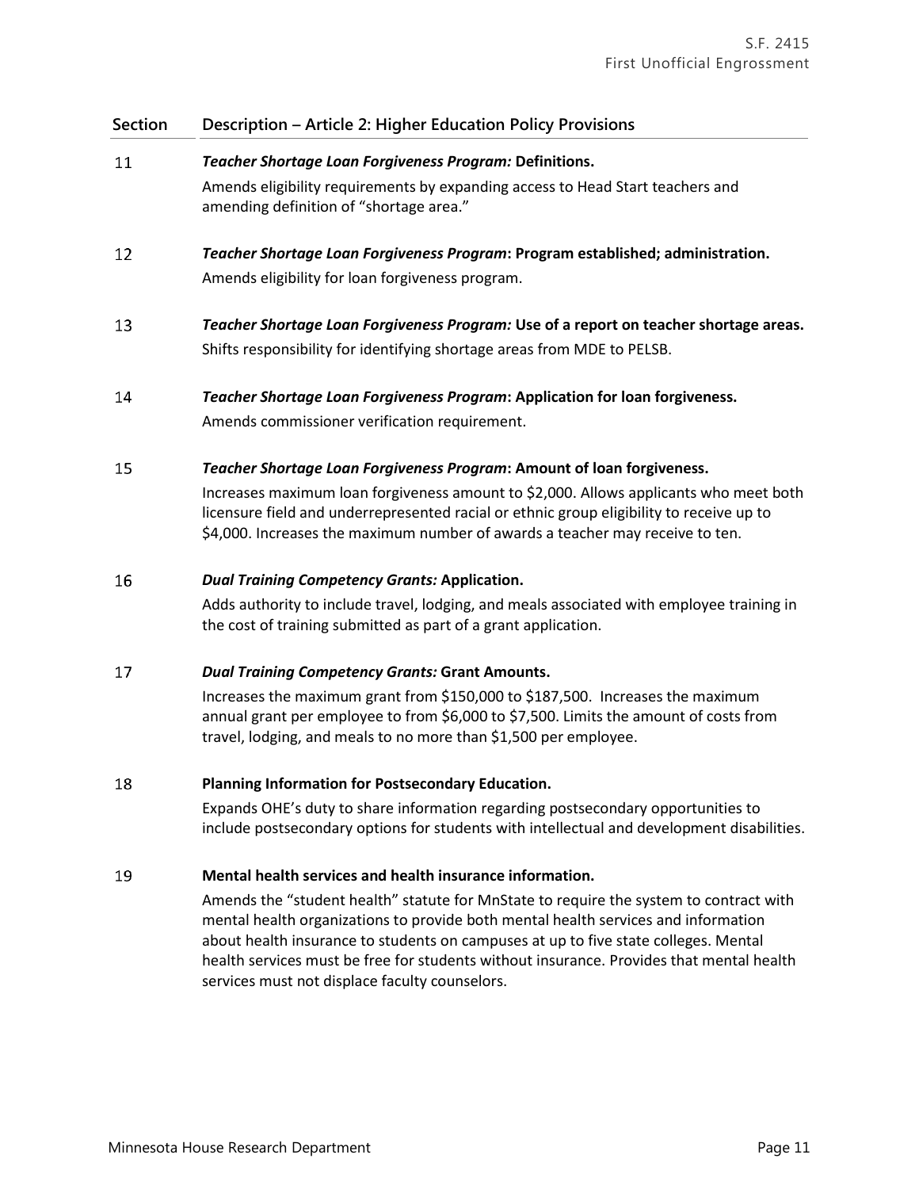| Section | Description – Article 2: Higher Education Policy Provisions |
|---|---|
| 11 | ***Teacher Shortage Loan Forgiveness Program:* Definitions.** Amends eligibility requirements by expanding access to Head Start teachers and amending definition of "shortage area." |
| 12 | ***Teacher Shortage Loan Forgiveness Program*: Program established; administration.** Amends eligibility for loan forgiveness program. |
| 13 | ***Teacher Shortage Loan Forgiveness Program:* Use of a report on teacher shortage areas.** Shifts responsibility for identifying shortage areas from MDE to PELSB. |
| 14 | ***Teacher Shortage Loan Forgiveness Program*: Application for loan forgiveness.** Amends commissioner verification requirement. |
| 15 | ***Teacher Shortage Loan Forgiveness Program*: Amount of loan forgiveness.** Increases maximum loan forgiveness amount to $2,000. Allows applicants who meet both licensure field and underrepresented racial or ethnic group eligibility to receive up to $4,000. Increases the maximum number of awards a teacher may receive to ten. |
| 16 | ***Dual Training Competency Grants:* Application.** Adds authority to include travel, lodging, and meals associated with employee training in the cost of training submitted as part of a grant application. |
| 17 | ***Dual Training Competency Grants:* Grant Amounts.** Increases the maximum grant from $150,000 to $187,500. Increases the maximum annual grant per employee to from $6,000 to $7,500. Limits the amount of costs from travel, lodging, and meals to no more than $1,500 per employee. |
| 18 | **Planning Information for Postsecondary Education.** Expands OHE's duty to share information regarding postsecondary opportunities to include postsecondary options for students with intellectual and development disabilities. |
| 19 | **Mental health services and health insurance information.** Amends the "student health" statute for MnState to require the system to contract with mental health organizations to provide both mental health services and information about health insurance to students on campuses at up to five state colleges. Mental health services must be free for students without insurance. Provides that mental health services must not displace faculty counselors. |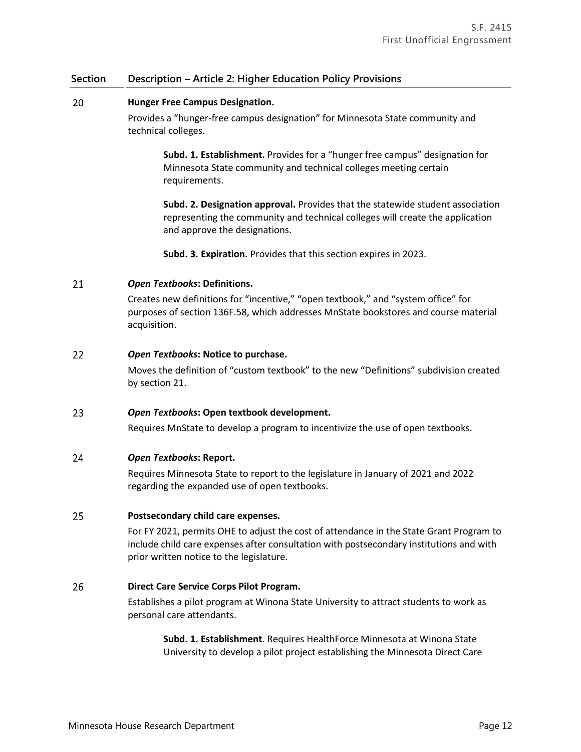| Section | Description – Article 2: Higher Education Policy Provisions |
|---|---|
| 20 | **Hunger Free Campus Designation.**<br><br>Provides a "hunger-free campus designation" for Minnesota State community and technical colleges.<br><br>**Subd. 1. Establishment.** Provides for a "hunger free campus" designation for Minnesota State community and technical colleges meeting certain requirements.<br><br>**Subd. 2. Designation approval.** Provides that the statewide student association representing the community and technical colleges will create the application and approve the designations.<br><br>**Subd. 3. Expiration.** Provides that this section expires in 2023. |
| 21 | ***Open Textbooks*: Definitions.**<br><br>Creates new definitions for "incentive," "open textbook," and "system office" for purposes of section 136F.58, which addresses MnState bookstores and course material acquisition. |
| 22 | ***Open Textbooks*: Notice to purchase.**<br><br>Moves the definition of "custom textbook" to the new "Definitions" subdivision created by section 21. |
| 23 | ***Open Textbooks*: Open textbook development.**<br><br>Requires MnState to develop a program to incentivize the use of open textbooks. |
| 24 | ***Open Textbooks*: Report.**<br><br>Requires Minnesota State to report to the legislature in January of 2021 and 2022 regarding the expanded use of open textbooks. |
| 25 | **Postsecondary child care expenses.**<br><br>For FY 2021, permits OHE to adjust the cost of attendance in the State Grant Program to include child care expenses after consultation with postsecondary institutions and with prior written notice to the legislature. |
| 26 | **Direct Care Service Corps Pilot Program.**<br><br>Establishes a pilot program at Winona State University to attract students to work as personal care attendants.<br><br>**Subd. 1. Establishment**. Requires HealthForce Minnesota at Winona State University to develop a pilot project establishing the Minnesota Direct Care |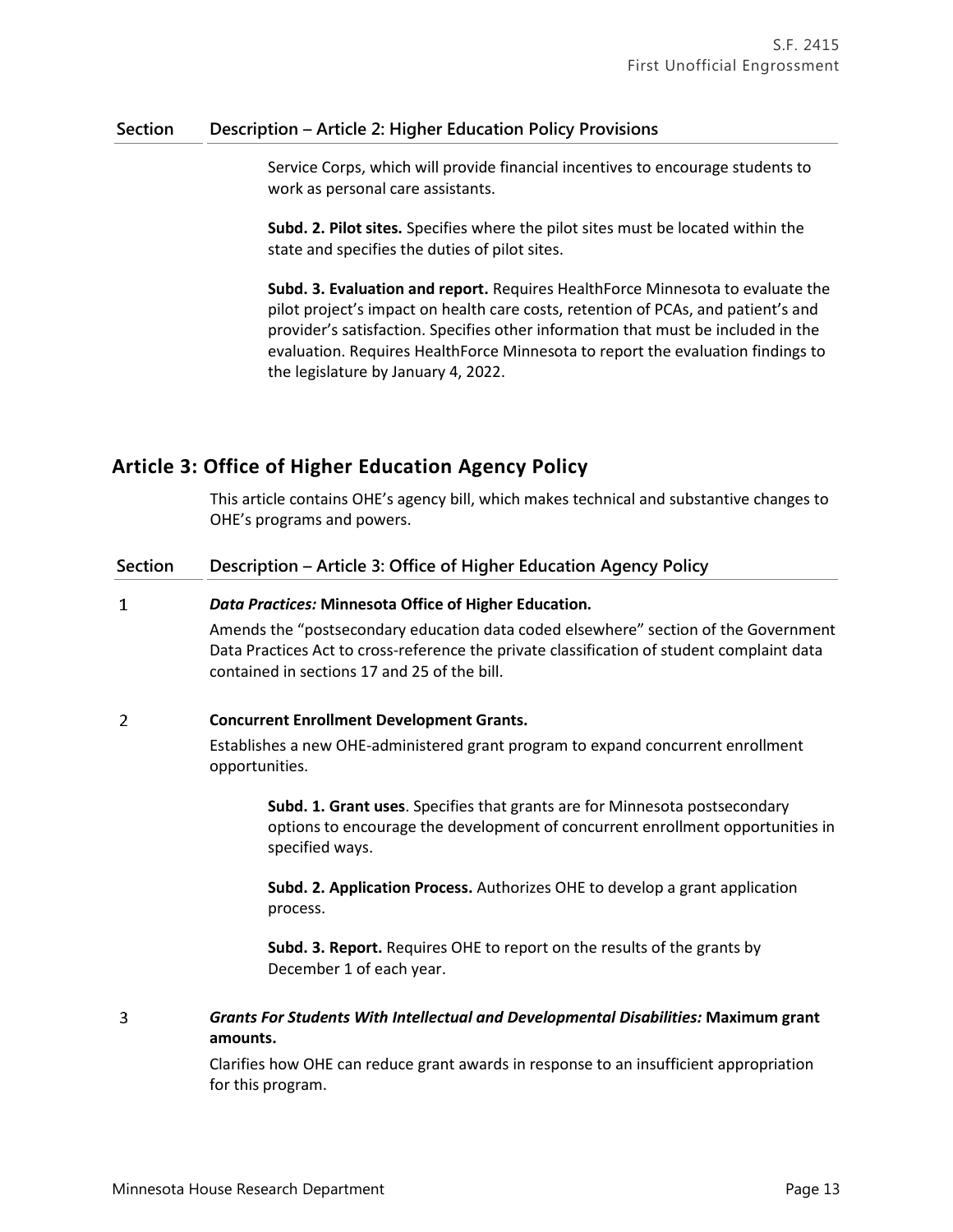| Section | Description – Article 2: Higher Education Policy Provisions |
|---|---|
| | Service Corps, which will provide financial incentives to encourage students to work as personal care assistants.<br><br>**Subd. 2. Pilot sites.** Specifies where the pilot sites must be located within the state and specifies the duties of pilot sites.<br><br>**Subd. 3. Evaluation and report.** Requires HealthForce Minnesota to evaluate the pilot project's impact on health care costs, retention of PCAs, and patient's and provider's satisfaction. Specifies other information that must be included in the evaluation. Requires HealthForce Minnesota to report the evaluation findings to the legislature by January 4, 2022. |

## Article 3: Office of Higher Education Agency Policy

This article contains OHE's agency bill, which makes technical and substantive changes to OHE's programs and powers.

| Section | Description – Article 3: Office of Higher Education Agency Policy |
|---|---|
| 1 | ***Data Practices:* Minnesota Office of Higher Education.**<br><br>Amends the "postsecondary education data coded elsewhere" section of the Government Data Practices Act to cross-reference the private classification of student complaint data contained in sections 17 and 25 of the bill. |
| 2 | **Concurrent Enrollment Development Grants.**<br><br>Establishes a new OHE-administered grant program to expand concurrent enrollment opportunities.<br><br>**Subd. 1. Grant uses**. Specifies that grants are for Minnesota postsecondary options to encourage the development of concurrent enrollment opportunities in specified ways.<br><br>**Subd. 2. Application Process.** Authorizes OHE to develop a grant application process.<br><br>**Subd. 3. Report.** Requires OHE to report on the results of the grants by December 1 of each year. |
| 3 | ***Grants For Students With Intellectual and Developmental Disabilities:* Maximum grant amounts.**<br><br>Clarifies how OHE can reduce grant awards in response to an insufficient appropriation for this program. |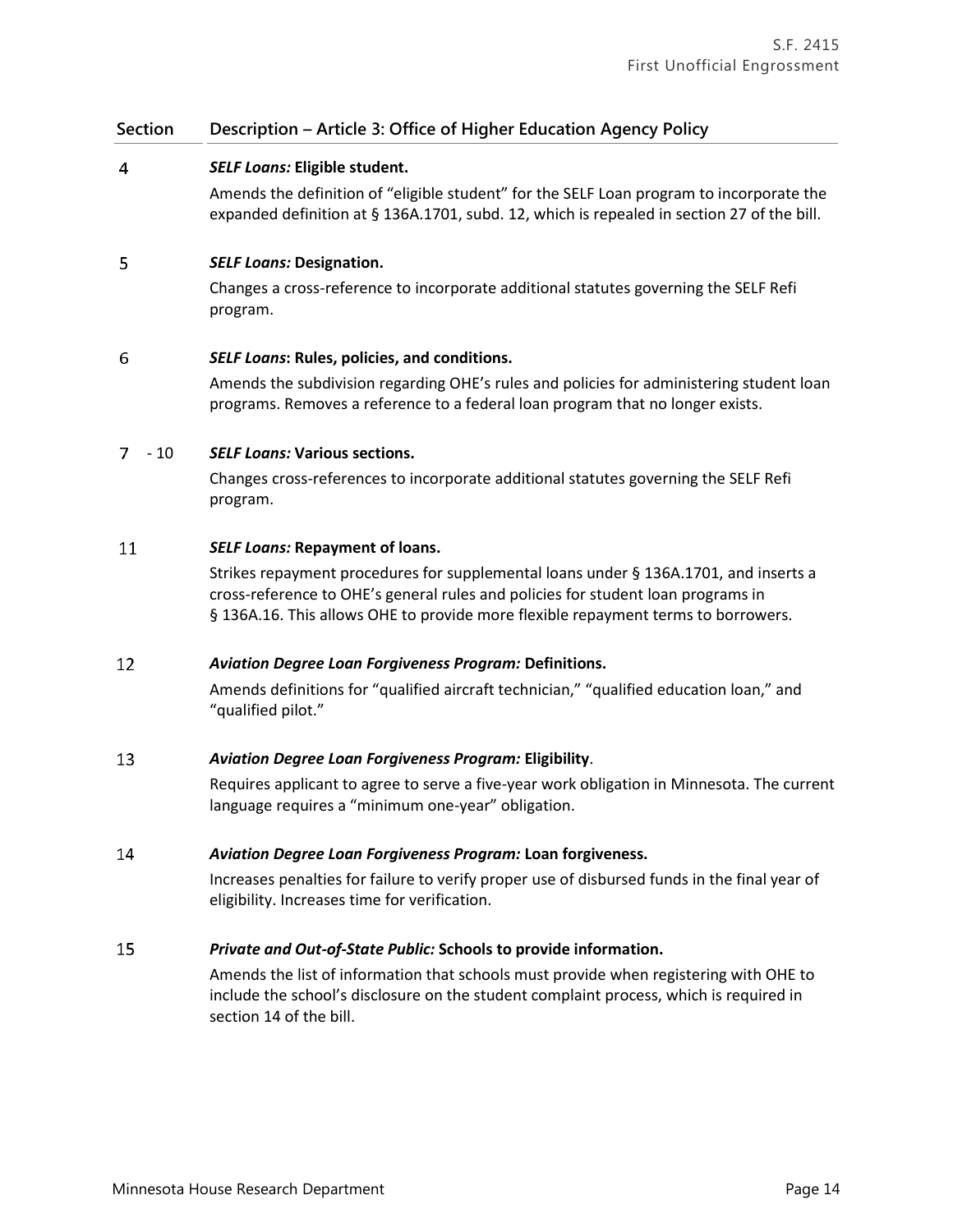| Section | Description – Article 3: Office of Higher Education Agency Policy |
|---|---|
| 4 | ***SELF Loans:* Eligible student.** <br> Amends the definition of "eligible student" for the SELF Loan program to incorporate the expanded definition at § 136A.1701, subd. 12, which is repealed in section 27 of the bill. |
| 5 | ***SELF Loans:* Designation.** <br> Changes a cross-reference to incorporate additional statutes governing the SELF Refi program. |
| 6 | ***SELF Loans*: Rules, policies, and conditions.** <br> Amends the subdivision regarding OHE's rules and policies for administering student loan programs. Removes a reference to a federal loan program that no longer exists. |
| 7 - 10 | ***SELF Loans:* Various sections.** <br> Changes cross-references to incorporate additional statutes governing the SELF Refi program. |
| 11 | ***SELF Loans:* Repayment of loans.** <br> Strikes repayment procedures for supplemental loans under § 136A.1701, and inserts a cross-reference to OHE's general rules and policies for student loan programs in § 136A.16. This allows OHE to provide more flexible repayment terms to borrowers. |
| 12 | ***Aviation Degree Loan Forgiveness Program:* Definitions.** <br> Amends definitions for "qualified aircraft technician," "qualified education loan," and "qualified pilot." |
| 13 | ***Aviation Degree Loan Forgiveness Program:* Eligibility**. <br> Requires applicant to agree to serve a five-year work obligation in Minnesota. The current language requires a "minimum one-year" obligation. |
| 14 | ***Aviation Degree Loan Forgiveness Program:* Loan forgiveness.** <br> Increases penalties for failure to verify proper use of disbursed funds in the final year of eligibility. Increases time for verification. |
| 15 | ***Private and Out-of-State Public:* Schools to provide information.** <br> Amends the list of information that schools must provide when registering with OHE to include the school's disclosure on the student complaint process, which is required in section 14 of the bill. |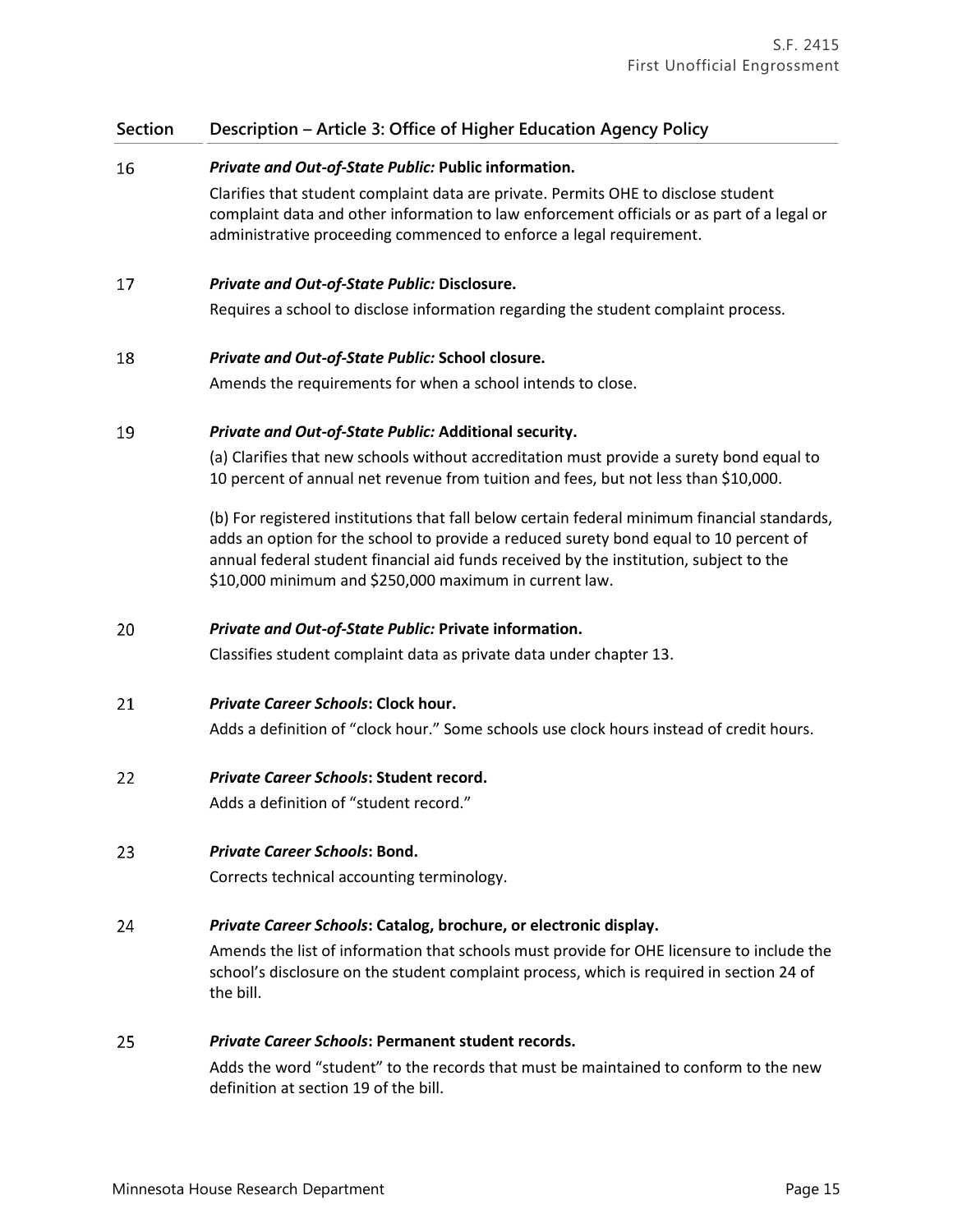| Section | Description – Article 3: Office of Higher Education Agency Policy |
|---|---|
| 16 | ***Private and Out-of-State Public:* Public information.**<br>Clarifies that student complaint data are private. Permits OHE to disclose student complaint data and other information to law enforcement officials or as part of a legal or administrative proceeding commenced to enforce a legal requirement. |
| 17 | ***Private and Out-of-State Public:* Disclosure.**<br>Requires a school to disclose information regarding the student complaint process. |
| 18 | ***Private and Out-of-State Public:* School closure.**<br>Amends the requirements for when a school intends to close. |
| 19 | ***Private and Out-of-State Public:* Additional security.**<br>(a) Clarifies that new schools without accreditation must provide a surety bond equal to 10 percent of annual net revenue from tuition and fees, but not less than $10,000.<br><br>(b) For registered institutions that fall below certain federal minimum financial standards, adds an option for the school to provide a reduced surety bond equal to 10 percent of annual federal student financial aid funds received by the institution, subject to the $10,000 minimum and $250,000 maximum in current law. |
| 20 | ***Private and Out-of-State Public:* Private information.**<br>Classifies student complaint data as private data under chapter 13. |
| 21 | ***Private Career Schools*: Clock hour.**<br>Adds a definition of "clock hour." Some schools use clock hours instead of credit hours. |
| 22 | ***Private Career Schools*: Student record.**<br>Adds a definition of "student record." |
| 23 | ***Private Career Schools*: Bond.**<br>Corrects technical accounting terminology. |
| 24 | ***Private Career Schools*: Catalog, brochure, or electronic display.**<br>Amends the list of information that schools must provide for OHE licensure to include the school's disclosure on the student complaint process, which is required in section 24 of the bill. |
| 25 | ***Private Career Schools*: Permanent student records.**<br>Adds the word "student" to the records that must be maintained to conform to the new definition at section 19 of the bill. |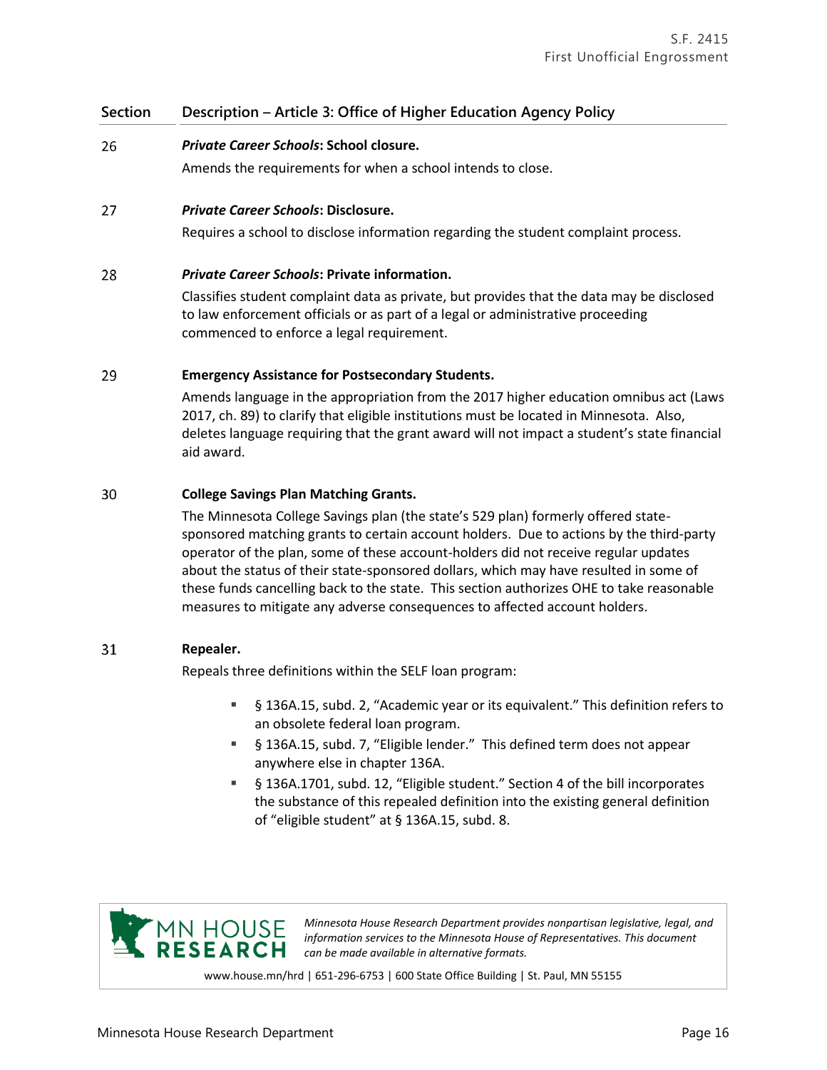| Section | Description – Article 3: Office of Higher Education Agency Policy |
|---|---|
| 26 | ***Private Career Schools*: School closure.**<br>Amends the requirements for when a school intends to close. |
| 27 | ***Private Career Schools*: Disclosure.**<br>Requires a school to disclose information regarding the student complaint process. |
| 28 | ***Private Career Schools*: Private information.**<br>Classifies student complaint data as private, but provides that the data may be disclosed to law enforcement officials or as part of a legal or administrative proceeding commenced to enforce a legal requirement. |
| 29 | **Emergency Assistance for Postsecondary Students.**<br>Amends language in the appropriation from the 2017 higher education omnibus act (Laws 2017, ch. 89) to clarify that eligible institutions must be located in Minnesota. Also, deletes language requiring that the grant award will not impact a student's state financial aid award. |
| 30 | **College Savings Plan Matching Grants.**<br>The Minnesota College Savings plan (the state's 529 plan) formerly offered state-sponsored matching grants to certain account holders. Due to actions by the third-party operator of the plan, some of these account-holders did not receive regular updates about the status of their state-sponsored dollars, which may have resulted in some of these funds cancelling back to the state. This section authorizes OHE to take reasonable measures to mitigate any adverse consequences to affected account holders. |
| 31 | **Repealer.**<br>Repeals three definitions within the SELF loan program:<br>▪ § 136A.15, subd. 2, "Academic year or its equivalent." This definition refers to an obsolete federal loan program.<br>▪ § 136A.15, subd. 7, "Eligible lender." This defined term does not appear anywhere else in chapter 136A.<br>▪ § 136A.1701, subd. 12, "Eligible student." Section 4 of the bill incorporates the substance of this repealed definition into the existing general definition of "eligible student" at § 136A.15, subd. 8. |

MN HOUSE RESEARCH

*Minnesota House Research Department provides nonpartisan legislative, legal, and information services to the Minnesota House of Representatives. This document can be made available in alternative formats.*

www.house.mn/hrd | 651-296-6753 | 600 State Office Building | St. Paul, MN 55155